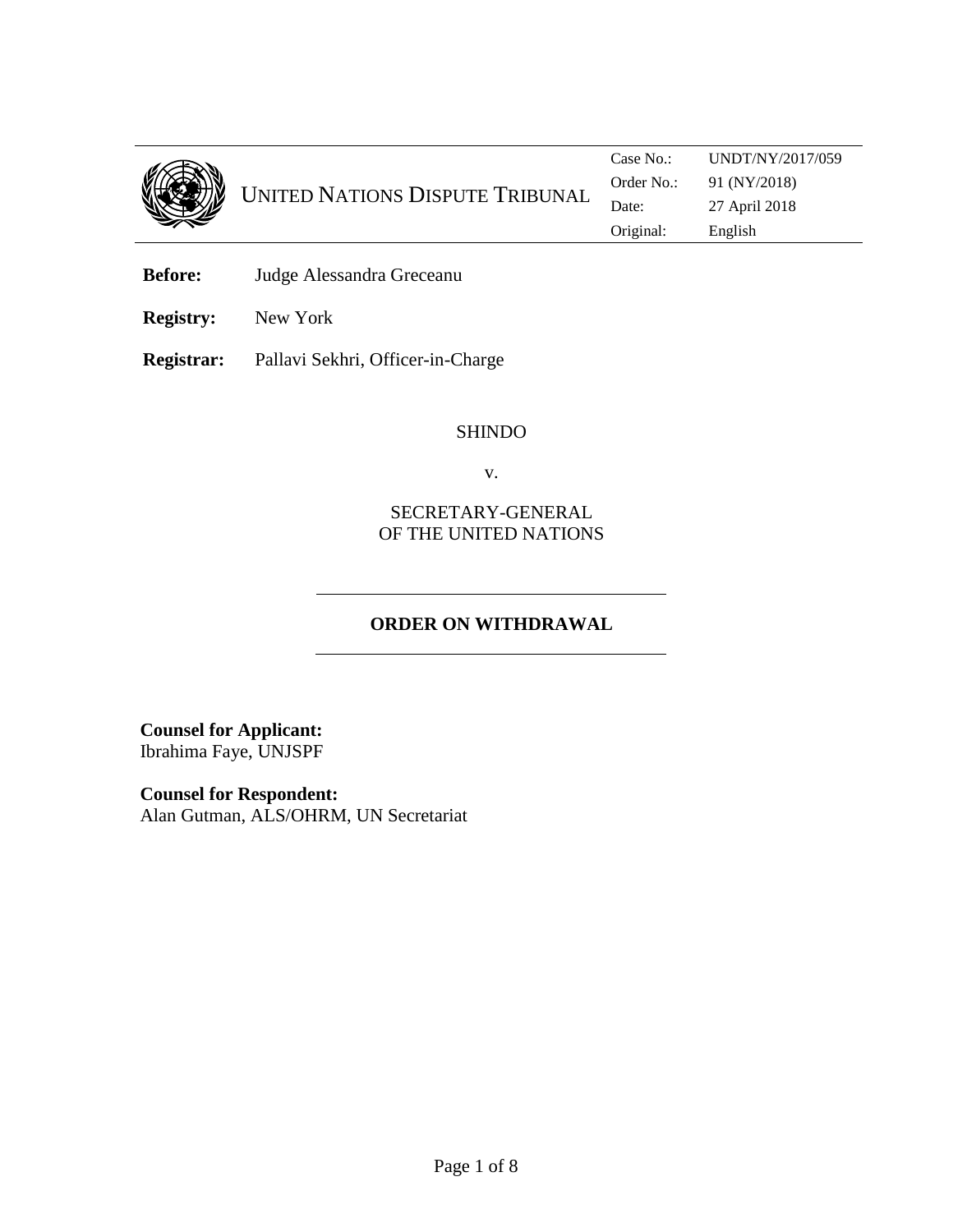UNITED NATIONS DISPUTE TRIBUNAL

| Case No.: | UNDT/NY/2017/059 |
|---|---|
| Order No.: | 91 (NY/2018) |
| Date: | 27 April 2018 |
| Original: | English |

**Before:** Judge Alessandra Greceanu

**Registry:** New York

**Registrar:** Pallavi Sekhri, Officer-in-Charge

SHINDO

v.

SECRETARY-GENERAL
OF THE UNITED NATIONS

## ORDER ON WITHDRAWAL

**Counsel for Applicant:**
Ibrahima Faye, UNJSPF

**Counsel for Respondent:**
Alan Gutman, ALS/OHRM, UN Secretariat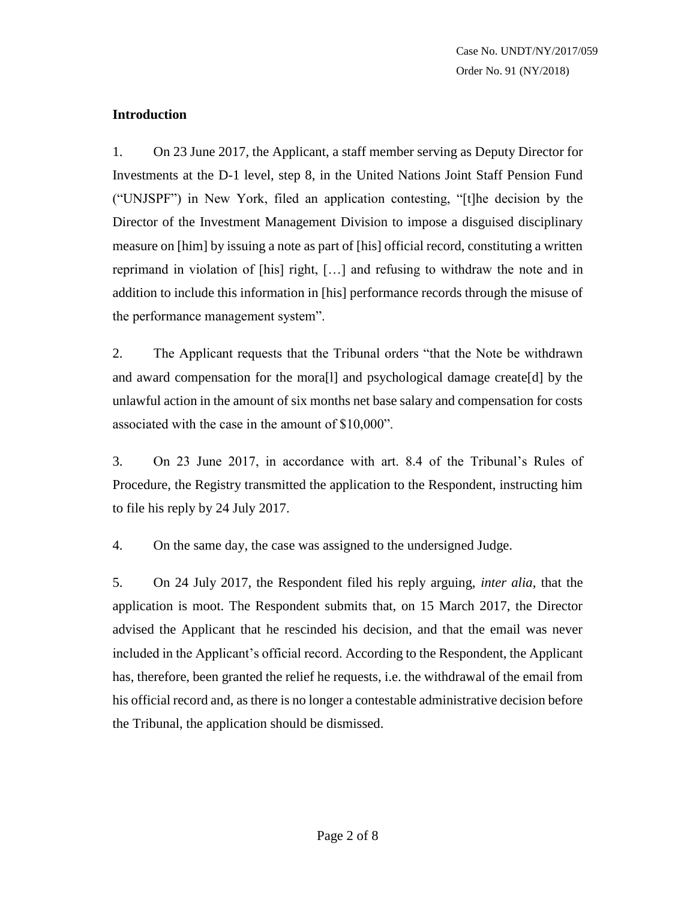## Introduction

1. On 23 June 2017, the Applicant, a staff member serving as Deputy Director for Investments at the D-1 level, step 8, in the United Nations Joint Staff Pension Fund ("UNJSPF") in New York, filed an application contesting, "[t]he decision by the Director of the Investment Management Division to impose a disguised disciplinary measure on [him] by issuing a note as part of [his] official record, constituting a written reprimand in violation of [his] right, […] and refusing to withdraw the note and in addition to include this information in [his] performance records through the misuse of the performance management system".

2. The Applicant requests that the Tribunal orders "that the Note be withdrawn and award compensation for the mora[l] and psychological damage create[d] by the unlawful action in the amount of six months net base salary and compensation for costs associated with the case in the amount of $10,000".

3. On 23 June 2017, in accordance with art. 8.4 of the Tribunal's Rules of Procedure, the Registry transmitted the application to the Respondent, instructing him to file his reply by 24 July 2017.

4. On the same day, the case was assigned to the undersigned Judge.

5. On 24 July 2017, the Respondent filed his reply arguing, *inter alia*, that the application is moot. The Respondent submits that, on 15 March 2017, the Director advised the Applicant that he rescinded his decision, and that the email was never included in the Applicant's official record. According to the Respondent, the Applicant has, therefore, been granted the relief he requests, i.e. the withdrawal of the email from his official record and, as there is no longer a contestable administrative decision before the Tribunal, the application should be dismissed.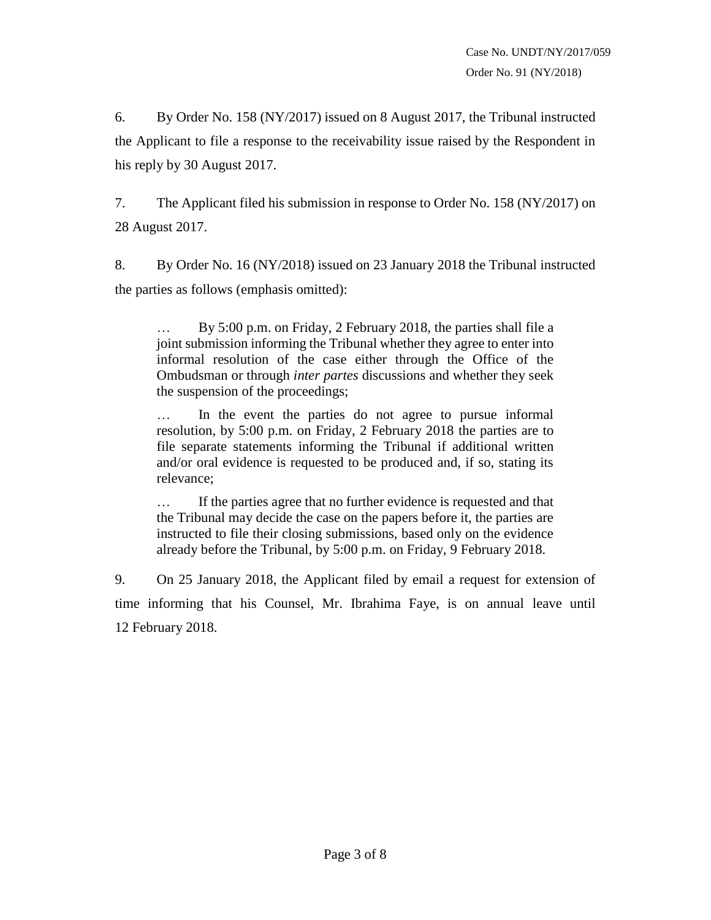6. By Order No. 158 (NY/2017) issued on 8 August 2017, the Tribunal instructed the Applicant to file a response to the receivability issue raised by the Respondent in his reply by 30 August 2017.

7. The Applicant filed his submission in response to Order No. 158 (NY/2017) on 28 August 2017.

8. By Order No. 16 (NY/2018) issued on 23 January 2018 the Tribunal instructed the parties as follows (emphasis omitted):

> … By 5:00 p.m. on Friday, 2 February 2018, the parties shall file a joint submission informing the Tribunal whether they agree to enter into informal resolution of the case either through the Office of the Ombudsman or through *inter partes* discussions and whether they seek the suspension of the proceedings;
>
> … In the event the parties do not agree to pursue informal resolution, by 5:00 p.m. on Friday, 2 February 2018 the parties are to file separate statements informing the Tribunal if additional written and/or oral evidence is requested to be produced and, if so, stating its relevance;
>
> … If the parties agree that no further evidence is requested and that the Tribunal may decide the case on the papers before it, the parties are instructed to file their closing submissions, based only on the evidence already before the Tribunal, by 5:00 p.m. on Friday, 9 February 2018.

9. On 25 January 2018, the Applicant filed by email a request for extension of time informing that his Counsel, Mr. Ibrahima Faye, is on annual leave until 12 February 2018.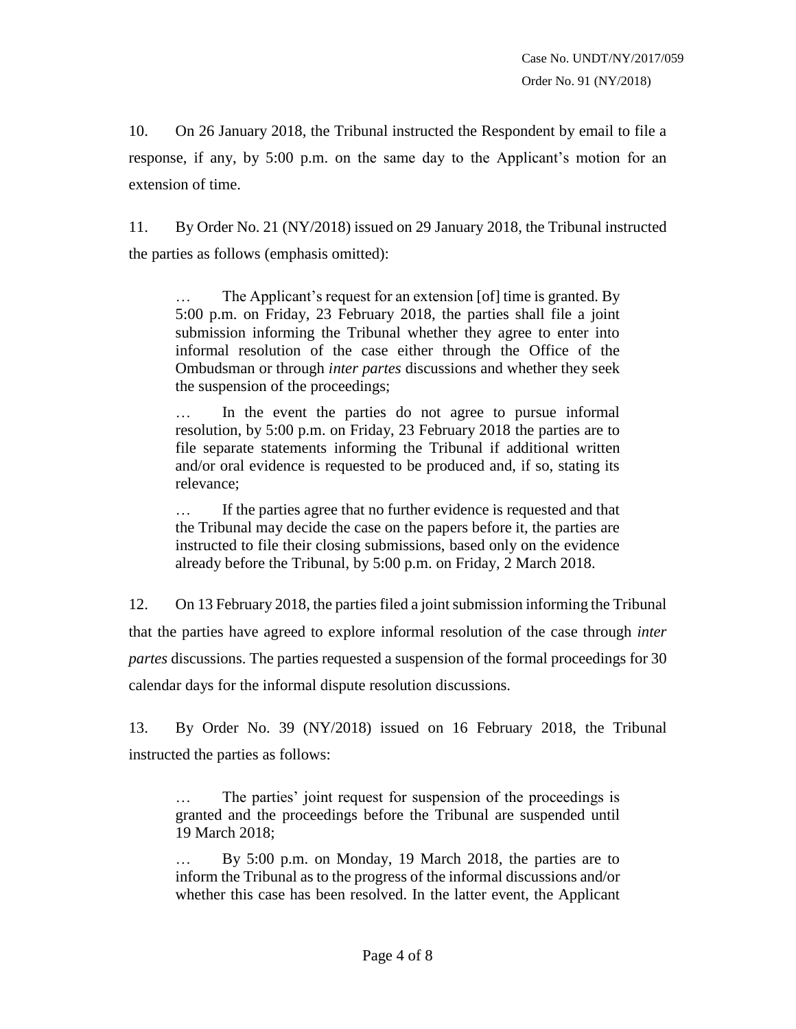10. On 26 January 2018, the Tribunal instructed the Respondent by email to file a response, if any, by 5:00 p.m. on the same day to the Applicant's motion for an extension of time.

11. By Order No. 21 (NY/2018) issued on 29 January 2018, the Tribunal instructed the parties as follows (emphasis omitted):

> … The Applicant's request for an extension [of] time is granted. By 5:00 p.m. on Friday, 23 February 2018, the parties shall file a joint submission informing the Tribunal whether they agree to enter into informal resolution of the case either through the Office of the Ombudsman or through *inter partes* discussions and whether they seek the suspension of the proceedings;
>
> … In the event the parties do not agree to pursue informal resolution, by 5:00 p.m. on Friday, 23 February 2018 the parties are to file separate statements informing the Tribunal if additional written and/or oral evidence is requested to be produced and, if so, stating its relevance;
>
> … If the parties agree that no further evidence is requested and that the Tribunal may decide the case on the papers before it, the parties are instructed to file their closing submissions, based only on the evidence already before the Tribunal, by 5:00 p.m. on Friday, 2 March 2018.

12. On 13 February 2018, the parties filed a joint submission informing the Tribunal that the parties have agreed to explore informal resolution of the case through *inter partes* discussions. The parties requested a suspension of the formal proceedings for 30 calendar days for the informal dispute resolution discussions.

13. By Order No. 39 (NY/2018) issued on 16 February 2018, the Tribunal instructed the parties as follows:

> … The parties' joint request for suspension of the proceedings is granted and the proceedings before the Tribunal are suspended until 19 March 2018;
>
> … By 5:00 p.m. on Monday, 19 March 2018, the parties are to inform the Tribunal as to the progress of the informal discussions and/or whether this case has been resolved. In the latter event, the Applicant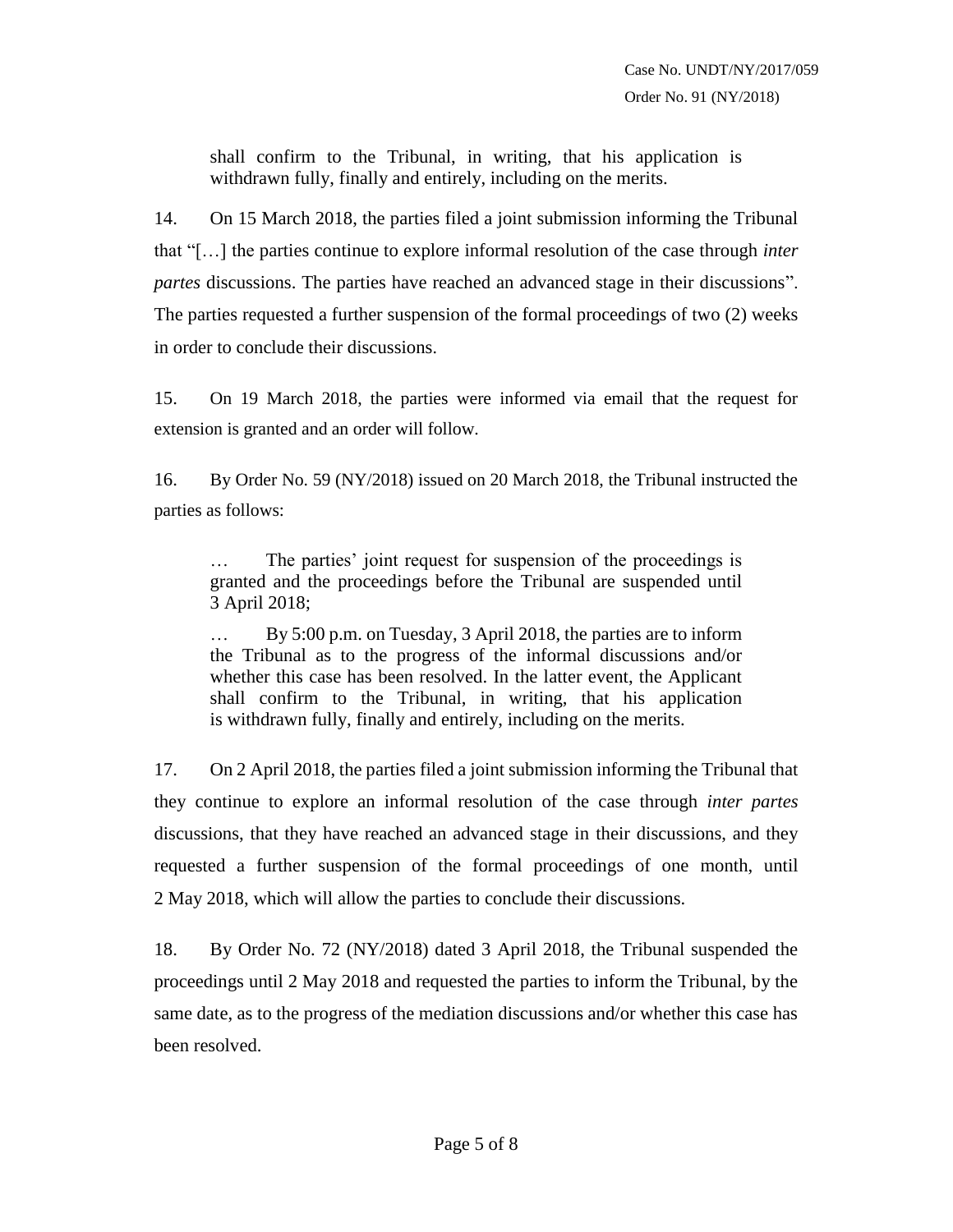> shall confirm to the Tribunal, in writing, that his application is withdrawn fully, finally and entirely, including on the merits.

14. On 15 March 2018, the parties filed a joint submission informing the Tribunal that "[…] the parties continue to explore informal resolution of the case through *inter partes* discussions. The parties have reached an advanced stage in their discussions". The parties requested a further suspension of the formal proceedings of two (2) weeks in order to conclude their discussions.

15. On 19 March 2018, the parties were informed via email that the request for extension is granted and an order will follow.

16. By Order No. 59 (NY/2018) issued on 20 March 2018, the Tribunal instructed the parties as follows:

> … The parties' joint request for suspension of the proceedings is granted and the proceedings before the Tribunal are suspended until 3 April 2018;
>
> … By 5:00 p.m. on Tuesday, 3 April 2018, the parties are to inform the Tribunal as to the progress of the informal discussions and/or whether this case has been resolved. In the latter event, the Applicant shall confirm to the Tribunal, in writing, that his application is withdrawn fully, finally and entirely, including on the merits.

17. On 2 April 2018, the parties filed a joint submission informing the Tribunal that they continue to explore an informal resolution of the case through *inter partes* discussions, that they have reached an advanced stage in their discussions, and they requested a further suspension of the formal proceedings of one month, until 2 May 2018, which will allow the parties to conclude their discussions.

18. By Order No. 72 (NY/2018) dated 3 April 2018, the Tribunal suspended the proceedings until 2 May 2018 and requested the parties to inform the Tribunal, by the same date, as to the progress of the mediation discussions and/or whether this case has been resolved.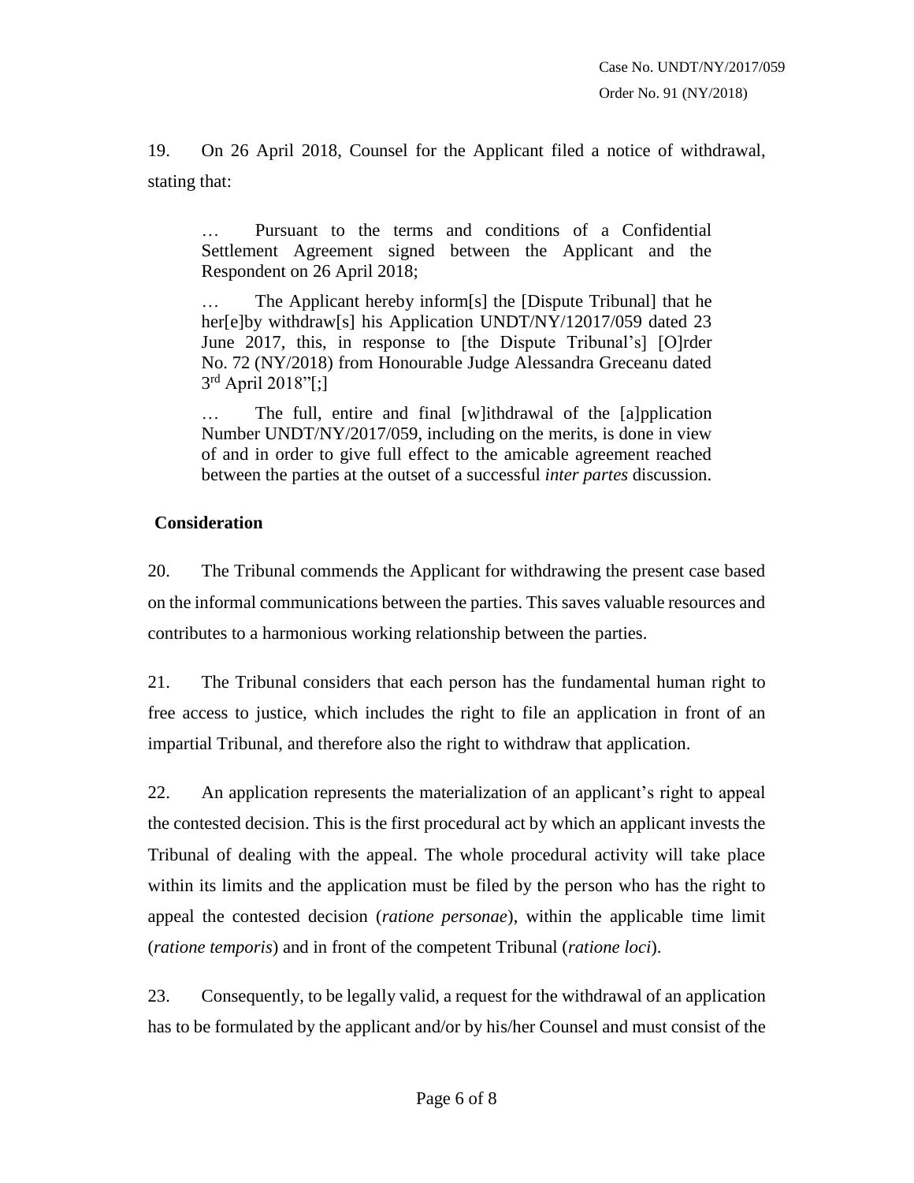19. On 26 April 2018, Counsel for the Applicant filed a notice of withdrawal, stating that:

> … Pursuant to the terms and conditions of a Confidential Settlement Agreement signed between the Applicant and the Respondent on 26 April 2018;
>
> … The Applicant hereby inform[s] the [Dispute Tribunal] that he her[e]by withdraw[s] his Application UNDT/NY/12017/059 dated 23 June 2017, this, in response to [the Dispute Tribunal's] [O]rder No. 72 (NY/2018) from Honourable Judge Alessandra Greceanu dated 3rd April 2018"[;]
>
> … The full, entire and final [w]ithdrawal of the [a]pplication Number UNDT/NY/2017/059, including on the merits, is done in view of and in order to give full effect to the amicable agreement reached between the parties at the outset of a successful *inter partes* discussion.

## Consideration

20. The Tribunal commends the Applicant for withdrawing the present case based on the informal communications between the parties. This saves valuable resources and contributes to a harmonious working relationship between the parties.

21. The Tribunal considers that each person has the fundamental human right to free access to justice, which includes the right to file an application in front of an impartial Tribunal, and therefore also the right to withdraw that application.

22. An application represents the materialization of an applicant's right to appeal the contested decision. This is the first procedural act by which an applicant invests the Tribunal of dealing with the appeal. The whole procedural activity will take place within its limits and the application must be filed by the person who has the right to appeal the contested decision (*ratione personae*), within the applicable time limit (*ratione temporis*) and in front of the competent Tribunal (*ratione loci*).

23. Consequently, to be legally valid, a request for the withdrawal of an application has to be formulated by the applicant and/or by his/her Counsel and must consist of the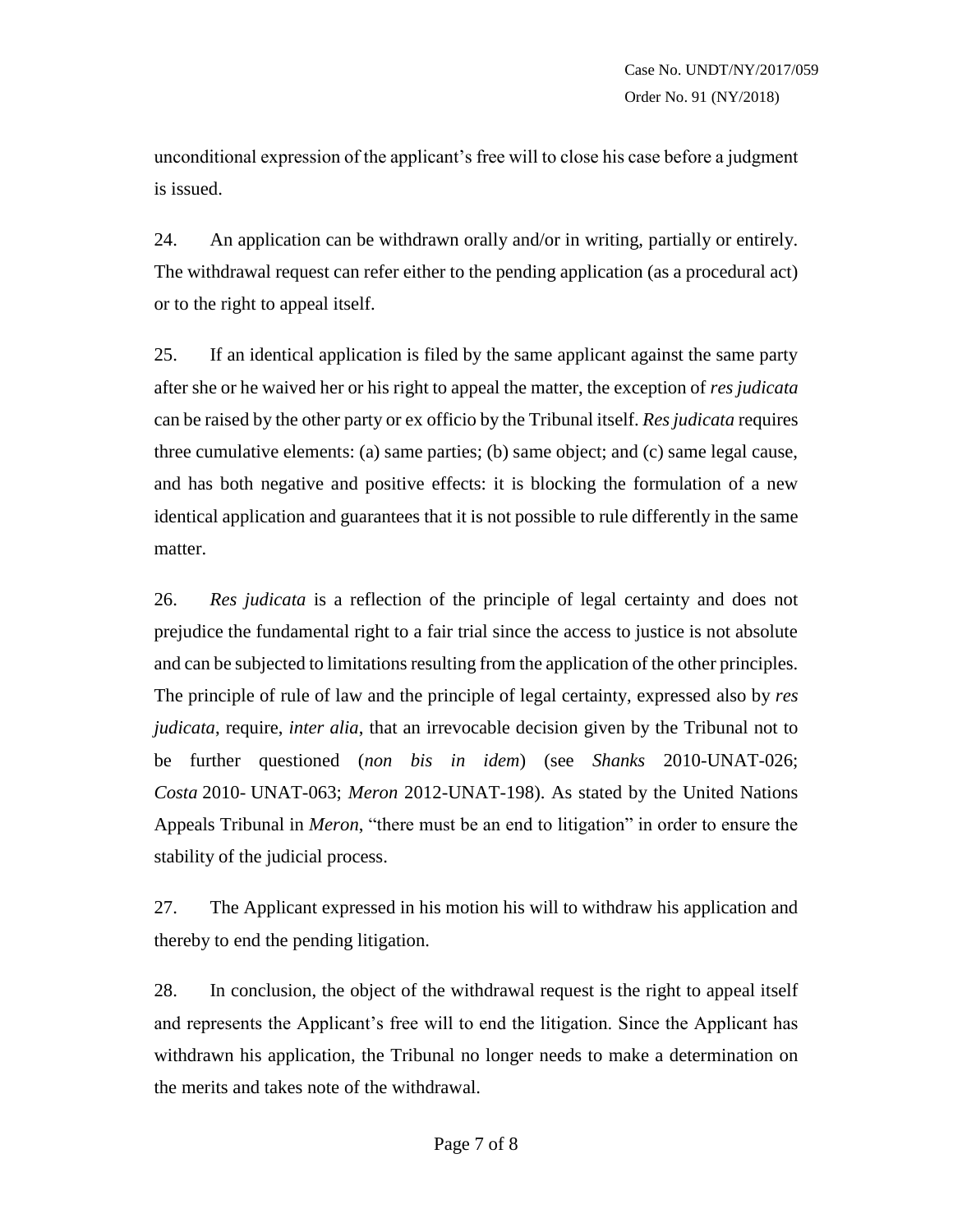unconditional expression of the applicant's free will to close his case before a judgment is issued.

24. An application can be withdrawn orally and/or in writing, partially or entirely. The withdrawal request can refer either to the pending application (as a procedural act) or to the right to appeal itself.

25. If an identical application is filed by the same applicant against the same party after she or he waived her or his right to appeal the matter, the exception of *res judicata* can be raised by the other party or ex officio by the Tribunal itself. *Res judicata* requires three cumulative elements: (a) same parties; (b) same object; and (c) same legal cause, and has both negative and positive effects: it is blocking the formulation of a new identical application and guarantees that it is not possible to rule differently in the same matter.

26. *Res judicata* is a reflection of the principle of legal certainty and does not prejudice the fundamental right to a fair trial since the access to justice is not absolute and can be subjected to limitations resulting from the application of the other principles. The principle of rule of law and the principle of legal certainty, expressed also by *res judicata*, require, *inter alia*, that an irrevocable decision given by the Tribunal not to be further questioned (*non bis in idem*) (see *Shanks* 2010-UNAT-026; *Costa* 2010- UNAT-063; *Meron* 2012-UNAT-198). As stated by the United Nations Appeals Tribunal in *Meron*, "there must be an end to litigation" in order to ensure the stability of the judicial process.

27. The Applicant expressed in his motion his will to withdraw his application and thereby to end the pending litigation.

28. In conclusion, the object of the withdrawal request is the right to appeal itself and represents the Applicant's free will to end the litigation. Since the Applicant has withdrawn his application, the Tribunal no longer needs to make a determination on the merits and takes note of the withdrawal.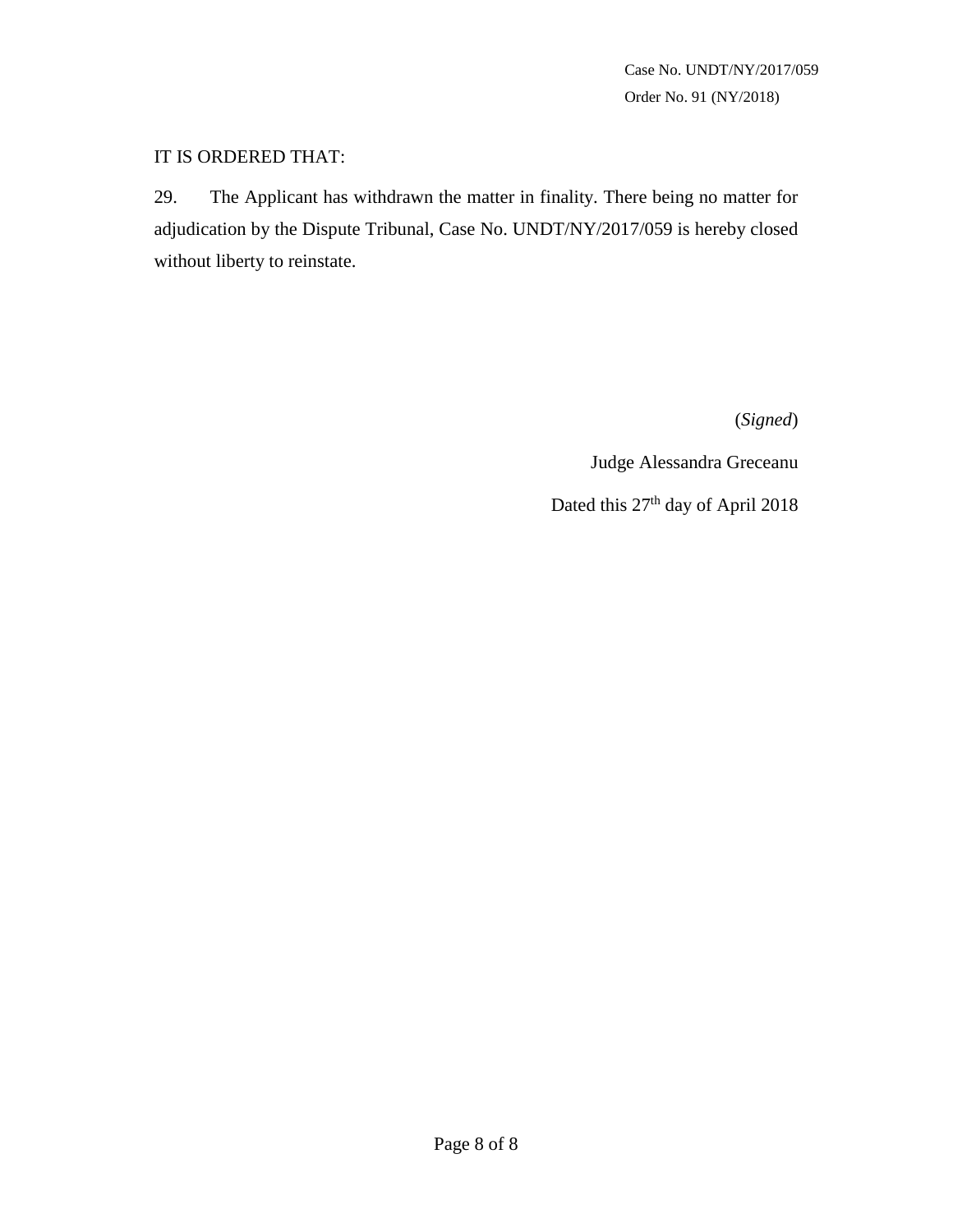IT IS ORDERED THAT:

29. The Applicant has withdrawn the matter in finality. There being no matter for adjudication by the Dispute Tribunal, Case No. UNDT/NY/2017/059 is hereby closed without liberty to reinstate.

(*Signed*)

Judge Alessandra Greceanu

Dated this 27th day of April 2018